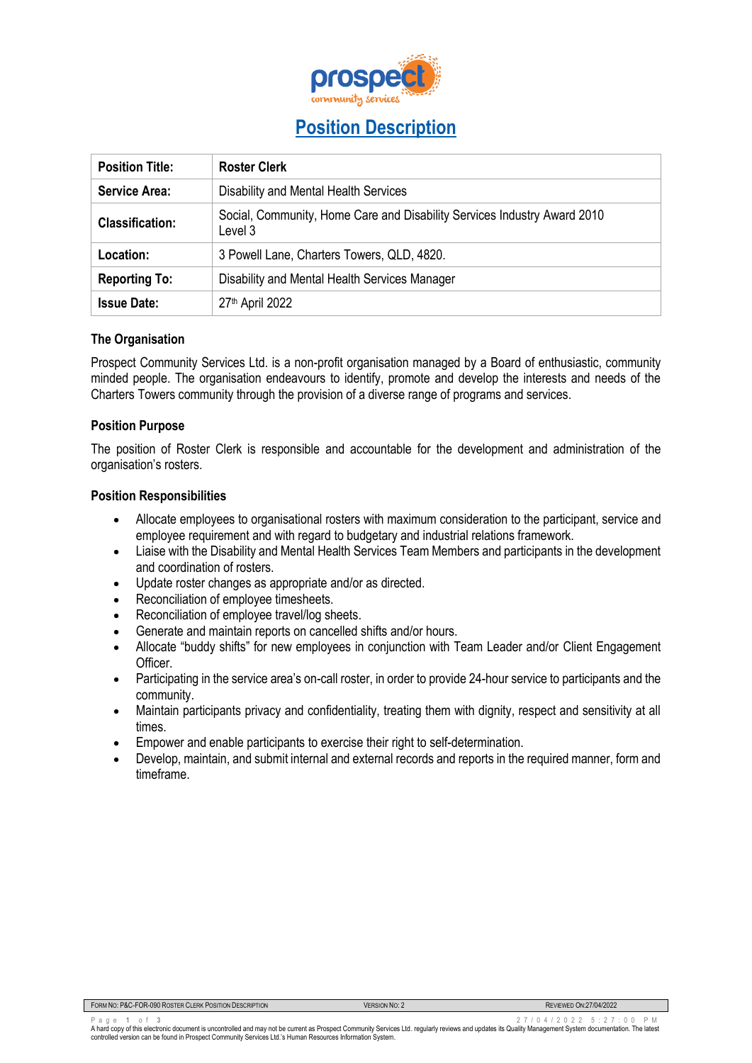# Position Description

| Position Title: | Roster Clerk |
|---|---|
| Service Area: | Disability and Mental Health Services |
| Classification: | Social, Community, Home Care and Disability Services Industry Award 2010 Level 3 |
| Location: | 3 Powell Lane, Charters Towers, QLD, 4820. |
| Reporting To: | Disability and Mental Health Services Manager |
| Issue Date: | 27th April 2022 |

## The Organisation

Prospect Community Services Ltd. is a non-profit organisation managed by a Board of enthusiastic, community minded people. The organisation endeavours to identify, promote and develop the interests and needs of the Charters Towers community through the provision of a diverse range of programs and services.

## Position Purpose

The position of Roster Clerk is responsible and accountable for the development and administration of the organisation's rosters.

## Position Responsibilities

- Allocate employees to organisational rosters with maximum consideration to the participant, service and employee requirement and with regard to budgetary and industrial relations framework.
- Liaise with the Disability and Mental Health Services Team Members and participants in the development and coordination of rosters.
- Update roster changes as appropriate and/or as directed.
- Reconciliation of employee timesheets.
- Reconciliation of employee travel/log sheets.
- Generate and maintain reports on cancelled shifts and/or hours.
- Allocate "buddy shifts" for new employees in conjunction with Team Leader and/or Client Engagement Officer.
- Participating in the service area's on-call roster, in order to provide 24-hour service to participants and the community.
- Maintain participants privacy and confidentiality, treating them with dignity, respect and sensitivity at all times.
- Empower and enable participants to exercise their right to self-determination.
- Develop, maintain, and submit internal and external records and reports in the required manner, form and timeframe.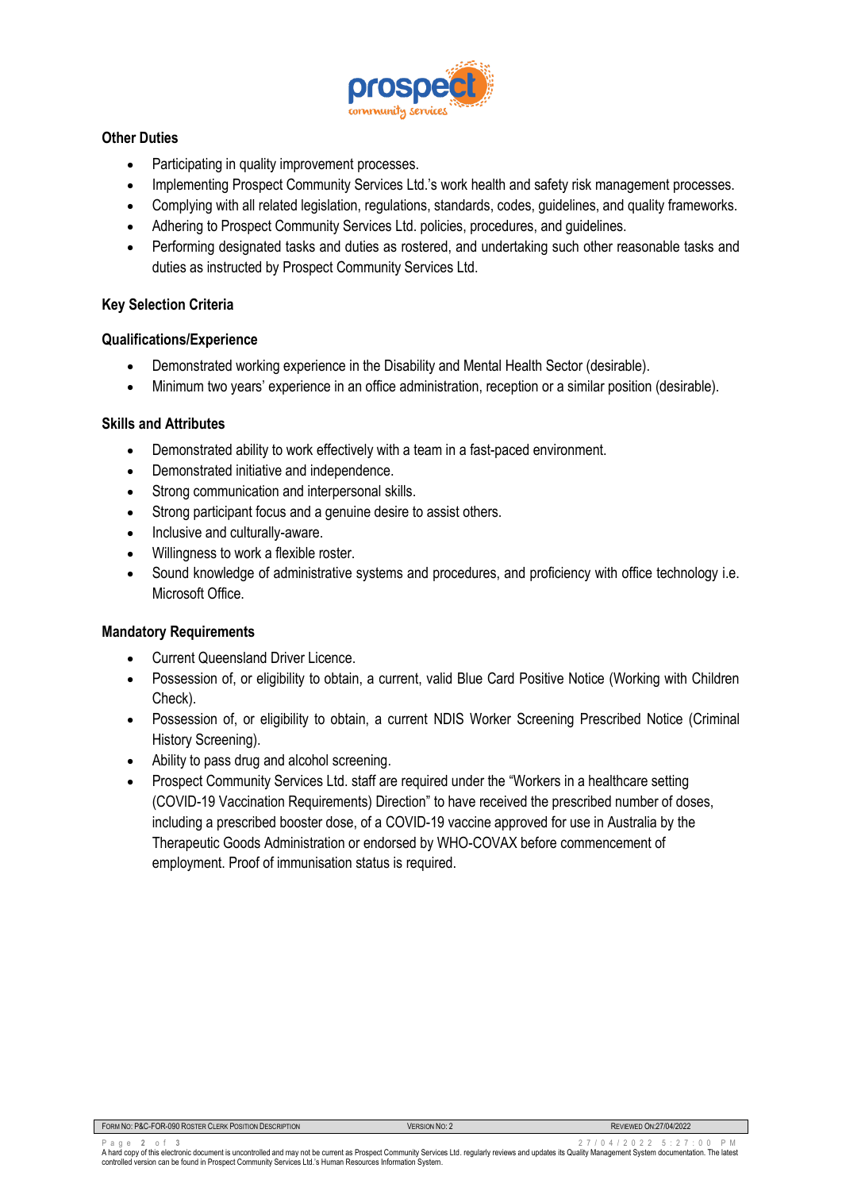## Other Duties

- Participating in quality improvement processes.
- Implementing Prospect Community Services Ltd.'s work health and safety risk management processes.
- Complying with all related legislation, regulations, standards, codes, guidelines, and quality frameworks.
- Adhering to Prospect Community Services Ltd. policies, procedures, and guidelines.
- Performing designated tasks and duties as rostered, and undertaking such other reasonable tasks and duties as instructed by Prospect Community Services Ltd.

## Key Selection Criteria

### Qualifications/Experience

- Demonstrated working experience in the Disability and Mental Health Sector (desirable).
- Minimum two years' experience in an office administration, reception or a similar position (desirable).

### Skills and Attributes

- Demonstrated ability to work effectively with a team in a fast-paced environment.
- Demonstrated initiative and independence.
- Strong communication and interpersonal skills.
- Strong participant focus and a genuine desire to assist others.
- Inclusive and culturally-aware.
- Willingness to work a flexible roster.
- Sound knowledge of administrative systems and procedures, and proficiency with office technology i.e. Microsoft Office.

### Mandatory Requirements

- Current Queensland Driver Licence.
- Possession of, or eligibility to obtain, a current, valid Blue Card Positive Notice (Working with Children Check).
- Possession of, or eligibility to obtain, a current NDIS Worker Screening Prescribed Notice (Criminal History Screening).
- Ability to pass drug and alcohol screening.
- Prospect Community Services Ltd. staff are required under the "Workers in a healthcare setting (COVID-19 Vaccination Requirements) Direction" to have received the prescribed number of doses, including a prescribed booster dose, of a COVID-19 vaccine approved for use in Australia by the Therapeutic Goods Administration or endorsed by WHO-COVAX before commencement of employment. Proof of immunisation status is required.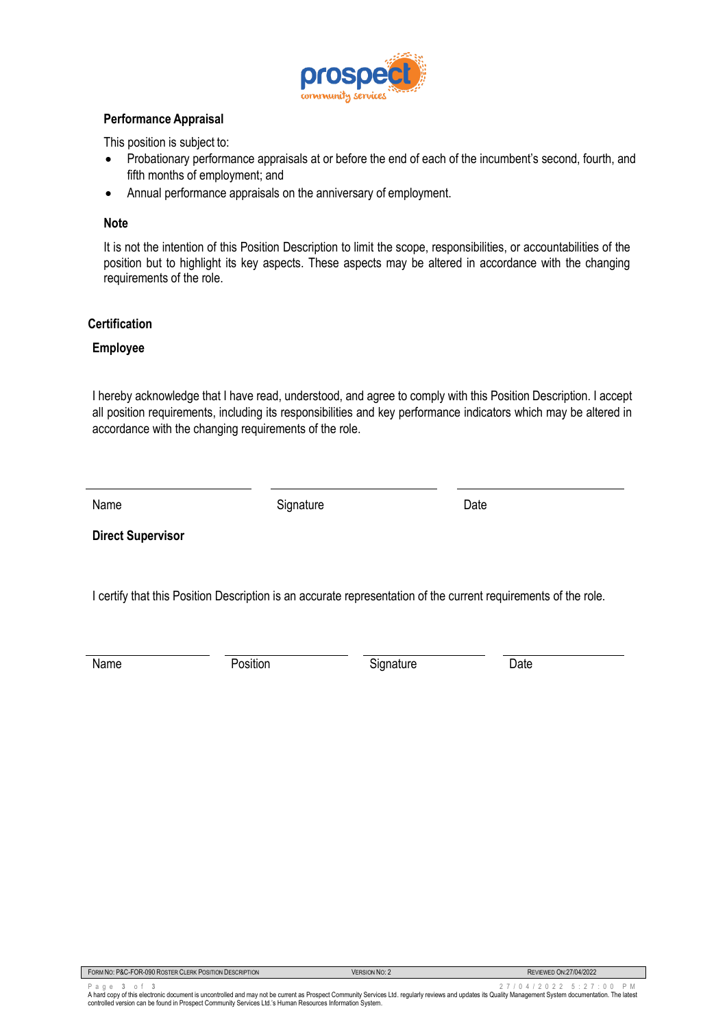### Performance Appraisal

This position is subject to:

- Probationary performance appraisals at or before the end of each of the incumbent's second, fourth, and fifth months of employment; and
- Annual performance appraisals on the anniversary of employment.

### Note

It is not the intention of this Position Description to limit the scope, responsibilities, or accountabilities of the position but to highlight its key aspects. These aspects may be altered in accordance with the changing requirements of the role.

### Certification

#### Employee

I hereby acknowledge that I have read, understood, and agree to comply with this Position Description. I accept all position requirements, including its responsibilities and key performance indicators which may be altered in accordance with the changing requirements of the role.

| | | |
|---|---|---|
| Name | Signature | Date |

#### Direct Supervisor

I certify that this Position Description is an accurate representation of the current requirements of the role.

| | | | |
|---|---|---|---|
| Name | Position | Signature | Date |